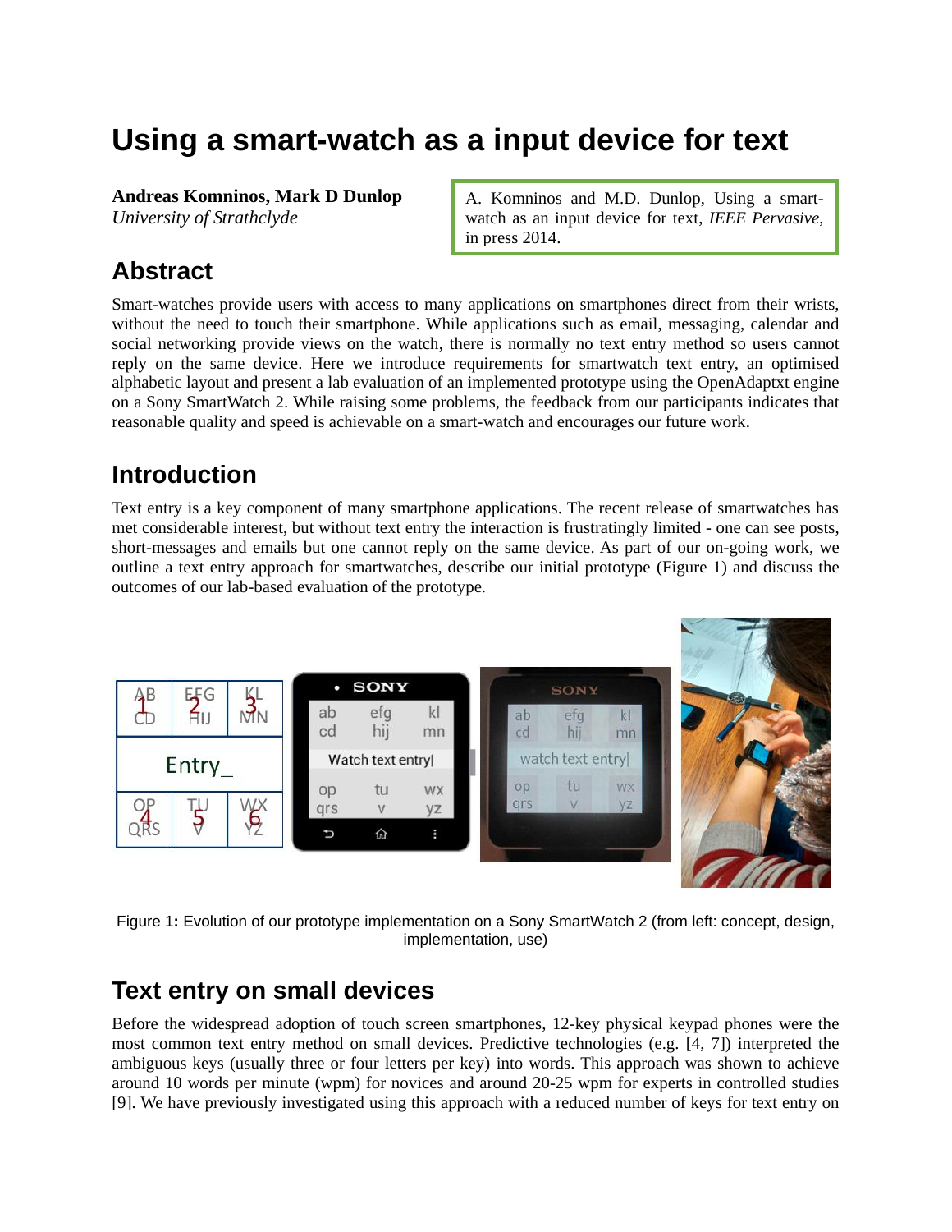# Using a smart-watch as a input device for text

**Andreas Komninos, Mark D Dunlop**
*University of Strathclyde*

A. Komninos and M.D. Dunlop, Using a smart-watch as an input device for text, *IEEE Pervasive*, in press 2014.

## Abstract

Smart-watches provide users with access to many applications on smartphones direct from their wrists, without the need to touch their smartphone. While applications such as email, messaging, calendar and social networking provide views on the watch, there is normally no text entry method so users cannot reply on the same device. Here we introduce requirements for smartwatch text entry, an optimised alphabetic layout and present a lab evaluation of an implemented prototype using the OpenAdaptxt engine on a Sony SmartWatch 2. While raising some problems, the feedback from our participants indicates that reasonable quality and speed is achievable on a smart-watch and encourages our future work.

## Introduction

Text entry is a key component of many smartphone applications. The recent release of smartwatches has met considerable interest, but without text entry the interaction is frustratingly limited - one can see posts, short-messages and emails but one cannot reply on the same device. As part of our on-going work, we outline a text entry approach for smartwatches, describe our initial prototype (Figure 1) and discuss the outcomes of our lab-based evaluation of the prototype.

Figure 1: Evolution of our prototype implementation on a Sony SmartWatch 2 (from left: concept, design, implementation, use)

## Text entry on small devices

Before the widespread adoption of touch screen smartphones, 12-key physical keypad phones were the most common text entry method on small devices. Predictive technologies (e.g. [4, 7]) interpreted the ambiguous keys (usually three or four letters per key) into words. This approach was shown to achieve around 10 words per minute (wpm) for novices and around 20-25 wpm for experts in controlled studies [9]. We have previously investigated using this approach with a reduced number of keys for text entry on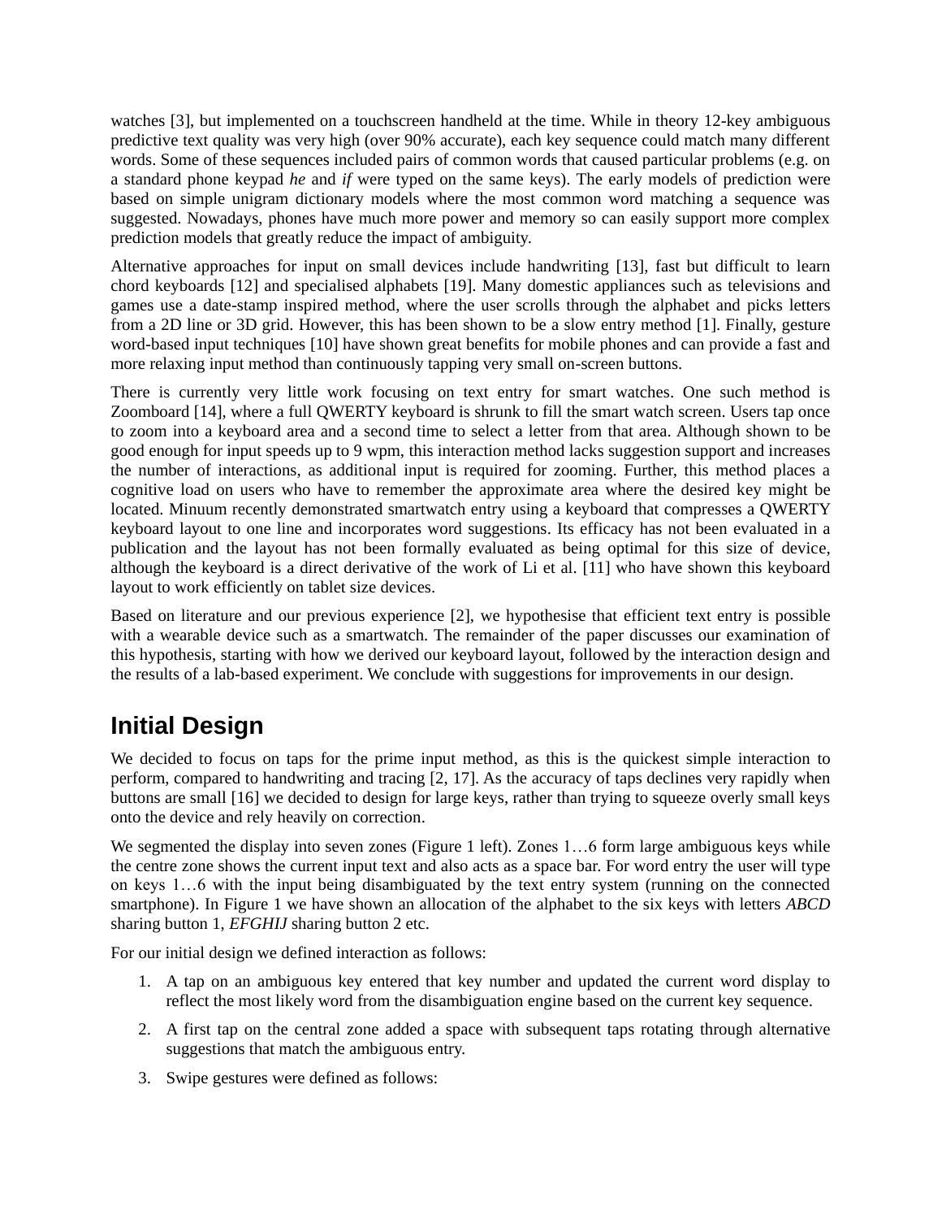watches [3], but implemented on a touchscreen handheld at the time. While in theory 12-key ambiguous predictive text quality was very high (over 90% accurate), each key sequence could match many different words. Some of these sequences included pairs of common words that caused particular problems (e.g. on a standard phone keypad *he* and *if* were typed on the same keys). The early models of prediction were based on simple unigram dictionary models where the most common word matching a sequence was suggested. Nowadays, phones have much more power and memory so can easily support more complex prediction models that greatly reduce the impact of ambiguity.

Alternative approaches for input on small devices include handwriting [13], fast but difficult to learn chord keyboards [12] and specialised alphabets [19]. Many domestic appliances such as televisions and games use a date-stamp inspired method, where the user scrolls through the alphabet and picks letters from a 2D line or 3D grid. However, this has been shown to be a slow entry method [1]. Finally, gesture word-based input techniques [10] have shown great benefits for mobile phones and can provide a fast and more relaxing input method than continuously tapping very small on-screen buttons.

There is currently very little work focusing on text entry for smart watches. One such method is Zoomboard [14], where a full QWERTY keyboard is shrunk to fill the smart watch screen. Users tap once to zoom into a keyboard area and a second time to select a letter from that area. Although shown to be good enough for input speeds up to 9 wpm, this interaction method lacks suggestion support and increases the number of interactions, as additional input is required for zooming. Further, this method places a cognitive load on users who have to remember the approximate area where the desired key might be located. Minuum recently demonstrated smartwatch entry using a keyboard that compresses a QWERTY keyboard layout to one line and incorporates word suggestions. Its efficacy has not been evaluated in a publication and the layout has not been formally evaluated as being optimal for this size of device, although the keyboard is a direct derivative of the work of Li et al. [11] who have shown this keyboard layout to work efficiently on tablet size devices.

Based on literature and our previous experience [2], we hypothesise that efficient text entry is possible with a wearable device such as a smartwatch. The remainder of the paper discusses our examination of this hypothesis, starting with how we derived our keyboard layout, followed by the interaction design and the results of a lab-based experiment. We conclude with suggestions for improvements in our design.

## Initial Design

We decided to focus on taps for the prime input method, as this is the quickest simple interaction to perform, compared to handwriting and tracing [2, 17]. As the accuracy of taps declines very rapidly when buttons are small [16] we decided to design for large keys, rather than trying to squeeze overly small keys onto the device and rely heavily on correction.

We segmented the display into seven zones (Figure 1 left). Zones 1…6 form large ambiguous keys while the centre zone shows the current input text and also acts as a space bar. For word entry the user will type on keys 1…6 with the input being disambiguated by the text entry system (running on the connected smartphone). In Figure 1 we have shown an allocation of the alphabet to the six keys with letters *ABCD* sharing button 1, *EFGHIJ* sharing button 2 etc.

For our initial design we defined interaction as follows:

1. A tap on an ambiguous key entered that key number and updated the current word display to reflect the most likely word from the disambiguation engine based on the current key sequence.
2. A first tap on the central zone added a space with subsequent taps rotating through alternative suggestions that match the ambiguous entry.
3. Swipe gestures were defined as follows: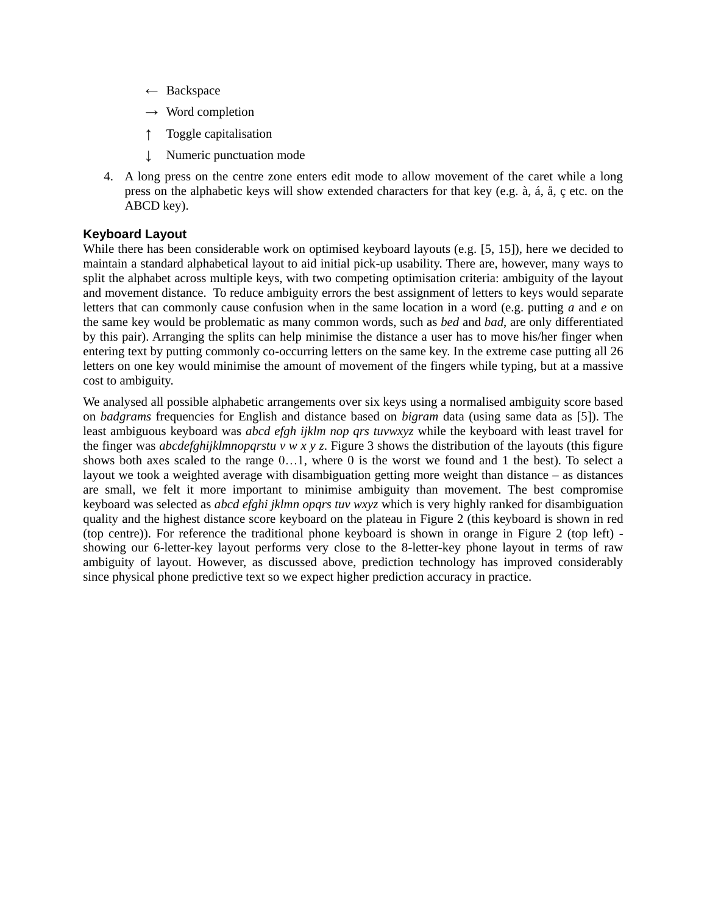- ← Backspace
- → Word completion
- ↑ Toggle capitalisation
- ↓ Numeric punctuation mode

4. A long press on the centre zone enters edit mode to allow movement of the caret while a long press on the alphabetic keys will show extended characters for that key (e.g. à, á, å, ç etc. on the ABCD key).

### Keyboard Layout

While there has been considerable work on optimised keyboard layouts (e.g. [5, 15]), here we decided to maintain a standard alphabetical layout to aid initial pick-up usability. There are, however, many ways to split the alphabet across multiple keys, with two competing optimisation criteria: ambiguity of the layout and movement distance. To reduce ambiguity errors the best assignment of letters to keys would separate letters that can commonly cause confusion when in the same location in a word (e.g. putting *a* and *e* on the same key would be problematic as many common words, such as *bed* and *bad*, are only differentiated by this pair). Arranging the splits can help minimise the distance a user has to move his/her finger when entering text by putting commonly co-occurring letters on the same key. In the extreme case putting all 26 letters on one key would minimise the amount of movement of the fingers while typing, but at a massive cost to ambiguity.

We analysed all possible alphabetic arrangements over six keys using a normalised ambiguity score based on *badgrams* frequencies for English and distance based on *bigram* data (using same data as [5]). The least ambiguous keyboard was *abcd efgh ijklm nop qrs tuvwxyz* while the keyboard with least travel for the finger was *abcdefghijklmnopqrstu v w x y z*. Figure 3 shows the distribution of the layouts (this figure shows both axes scaled to the range 0…1, where 0 is the worst we found and 1 the best). To select a layout we took a weighted average with disambiguation getting more weight than distance – as distances are small, we felt it more important to minimise ambiguity than movement. The best compromise keyboard was selected as *abcd efghi jklmn opqrs tuv wxyz* which is very highly ranked for disambiguation quality and the highest distance score keyboard on the plateau in Figure 2 (this keyboard is shown in red (top centre)). For reference the traditional phone keyboard is shown in orange in Figure 2 (top left) - showing our 6-letter-key layout performs very close to the 8-letter-key phone layout in terms of raw ambiguity of layout. However, as discussed above, prediction technology has improved considerably since physical phone predictive text so we expect higher prediction accuracy in practice.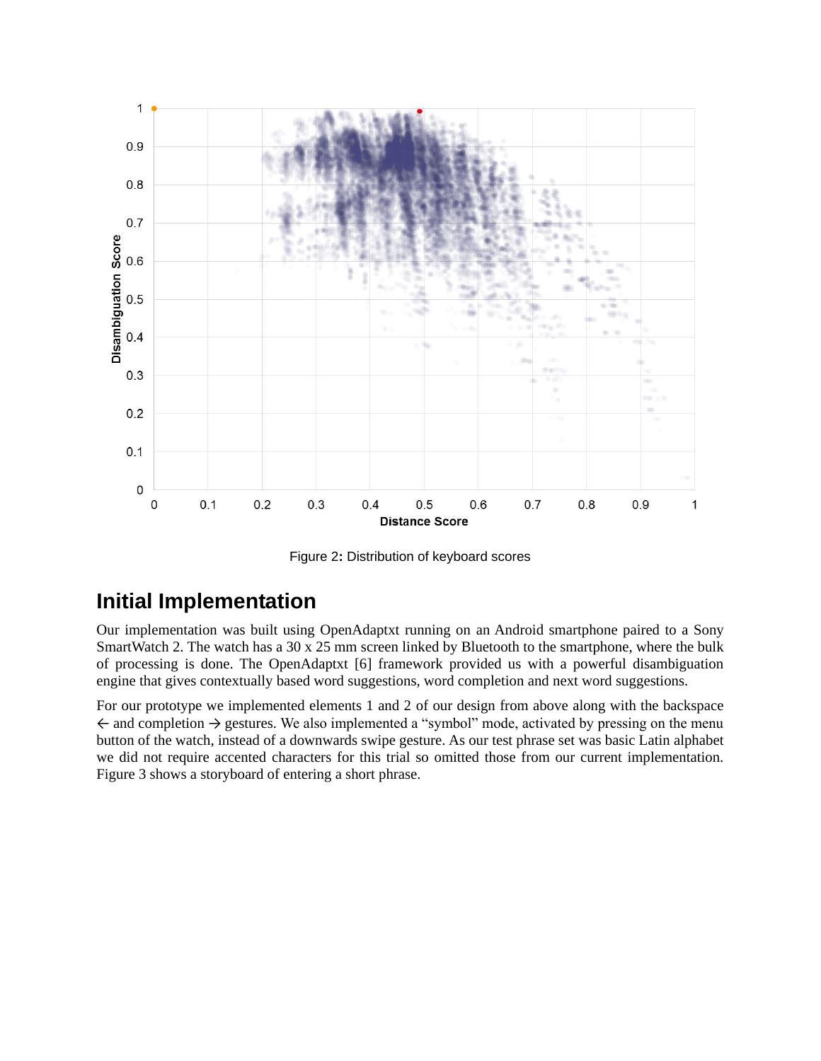Figure 2: Distribution of keyboard scores

## Initial Implementation

Our implementation was built using OpenAdaptxt running on an Android smartphone paired to a Sony SmartWatch 2. The watch has a 30 x 25 mm screen linked by Bluetooth to the smartphone, where the bulk of processing is done. The OpenAdaptxt [6] framework provided us with a powerful disambiguation engine that gives contextually based word suggestions, word completion and next word suggestions.

For our prototype we implemented elements 1 and 2 of our design from above along with the backspace ← and completion → gestures. We also implemented a "symbol" mode, activated by pressing on the menu button of the watch, instead of a downwards swipe gesture. As our test phrase set was basic Latin alphabet we did not require accented characters for this trial so omitted those from our current implementation. Figure 3 shows a storyboard of entering a short phrase.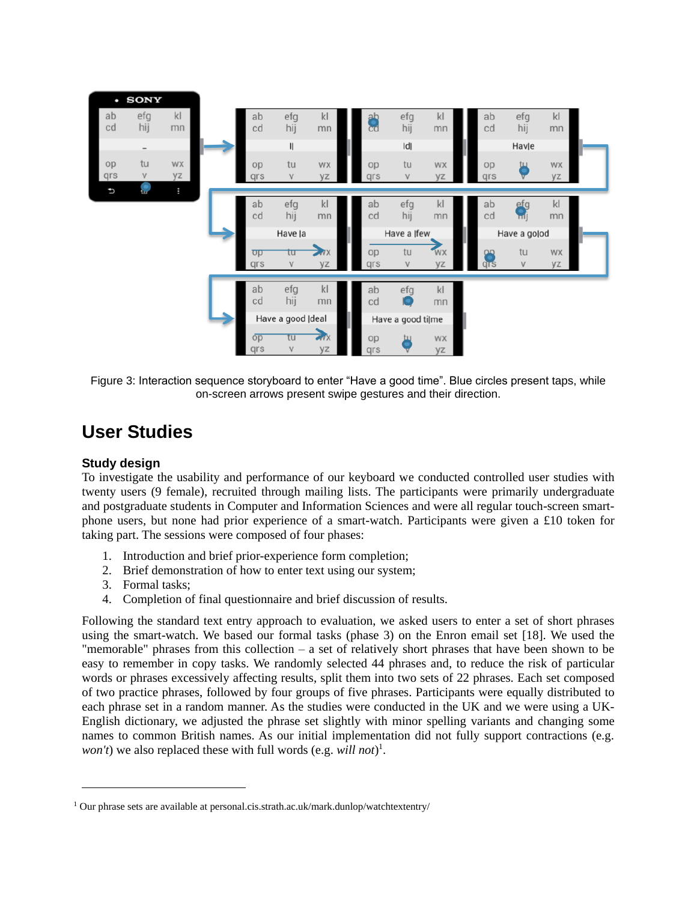Figure 3: Interaction sequence storyboard to enter "Have a good time". Blue circles present taps, while on-screen arrows present swipe gestures and their direction.

# User Studies

## Study design

To investigate the usability and performance of our keyboard we conducted controlled user studies with twenty users (9 female), recruited through mailing lists. The participants were primarily undergraduate and postgraduate students in Computer and Information Sciences and were all regular touch-screen smartphone users, but none had prior experience of a smart-watch. Participants were given a £10 token for taking part. The sessions were composed of four phases:

1. Introduction and brief prior-experience form completion;
2. Brief demonstration of how to enter text using our system;
3. Formal tasks;
4. Completion of final questionnaire and brief discussion of results.

Following the standard text entry approach to evaluation, we asked users to enter a set of short phrases using the smart-watch. We based our formal tasks (phase 3) on the Enron email set [18]. We used the "memorable" phrases from this collection – a set of relatively short phrases that have been shown to be easy to remember in copy tasks. We randomly selected 44 phrases and, to reduce the risk of particular words or phrases excessively affecting results, split them into two sets of 22 phrases. Each set composed of two practice phrases, followed by four groups of five phrases. Participants were equally distributed to each phrase set in a random manner. As the studies were conducted in the UK and we were using a UK-English dictionary, we adjusted the phrase set slightly with minor spelling variants and changing some names to common British names. As our initial implementation did not fully support contractions (e.g. *won't*) we also replaced these with full words (e.g. *will not*)[1].

[1] Our phrase sets are available at personal.cis.strath.ac.uk/mark.dunlop/watchtextentry/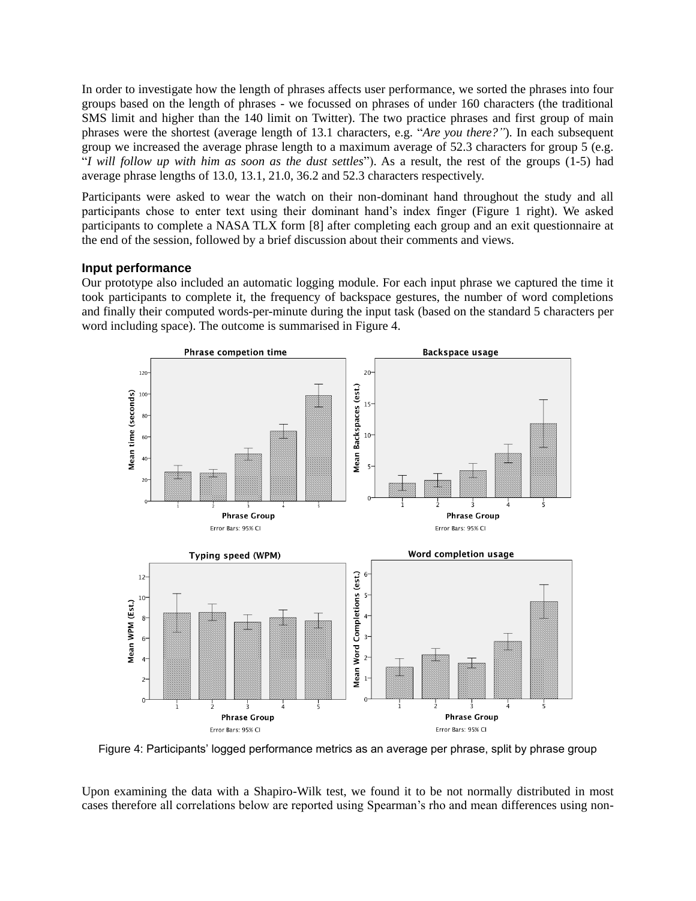In order to investigate how the length of phrases affects user performance, we sorted the phrases into four groups based on the length of phrases - we focussed on phrases of under 160 characters (the traditional SMS limit and higher than the 140 limit on Twitter). The two practice phrases and first group of main phrases were the shortest (average length of 13.1 characters, e.g. "*Are you there?"*). In each subsequent group we increased the average phrase length to a maximum average of 52.3 characters for group 5 (e.g. "*I will follow up with him as soon as the dust settles*"). As a result, the rest of the groups (1-5) had average phrase lengths of 13.0, 13.1, 21.0, 36.2 and 52.3 characters respectively.

Participants were asked to wear the watch on their non-dominant hand throughout the study and all participants chose to enter text using their dominant hand's index finger (Figure 1 right). We asked participants to complete a NASA TLX form [8] after completing each group and an exit questionnaire at the end of the session, followed by a brief discussion about their comments and views.

### Input performance

Our prototype also included an automatic logging module. For each input phrase we captured the time it took participants to complete it, the frequency of backspace gestures, the number of word completions and finally their computed words-per-minute during the input task (based on the standard 5 characters per word including space). The outcome is summarised in Figure 4.

Figure 4: Participants' logged performance metrics as an average per phrase, split by phrase group

Upon examining the data with a Shapiro-Wilk test, we found it to be not normally distributed in most cases therefore all correlations below are reported using Spearman's rho and mean differences using non-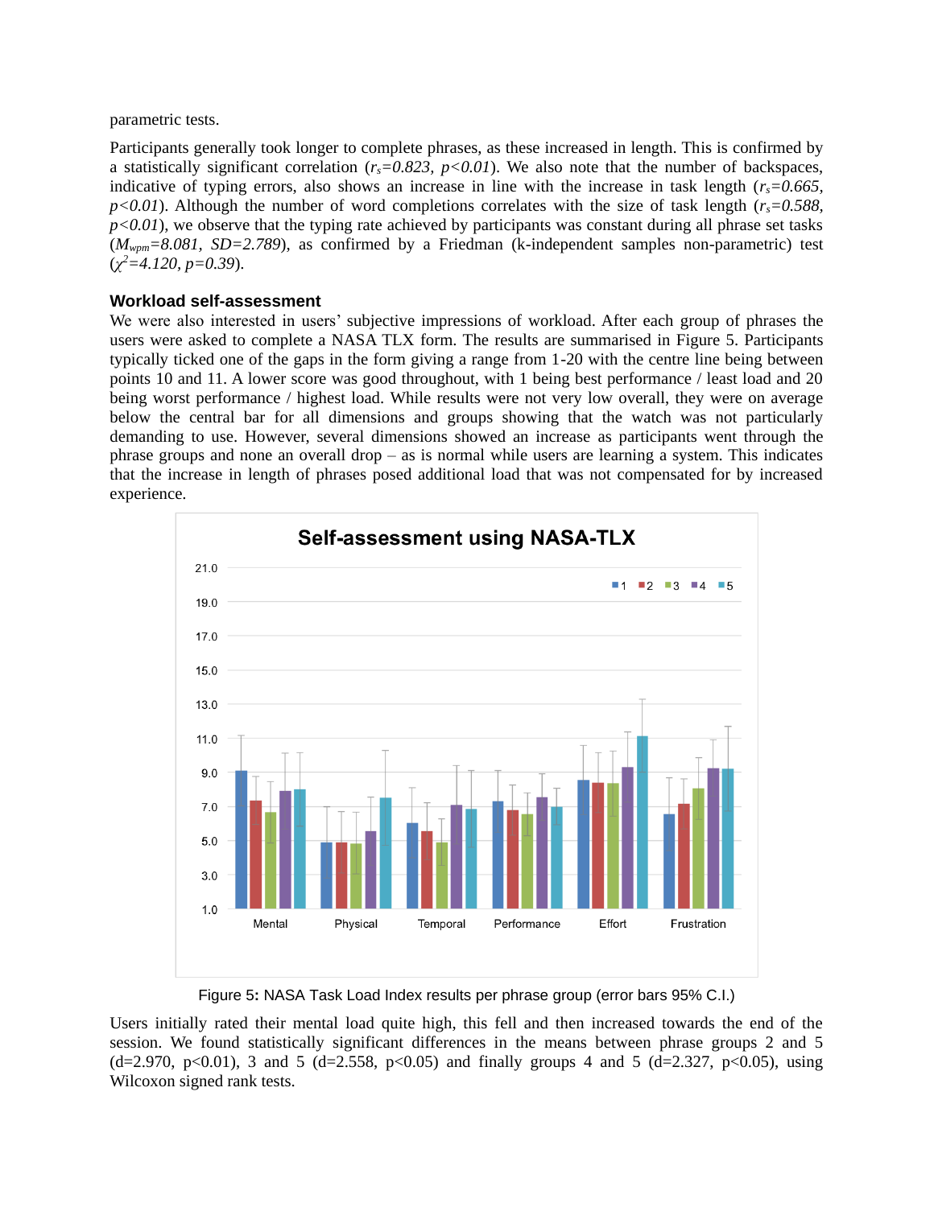parametric tests.

Participants generally took longer to complete phrases, as these increased in length. This is confirmed by a statistically significant correlation ($r_s$=*0.823, p<0.01*). We also note that the number of backspaces, indicative of typing errors, also shows an increase in line with the increase in task length ($r_s$=*0.665, p<0.01*). Although the number of word completions correlates with the size of task length ($r_s$=*0.588, p<0.01*), we observe that the typing rate achieved by participants was constant during all phrase set tasks ($M_{wpm}$=*8.081, SD=2.789*), as confirmed by a Friedman (k-independent samples non-parametric) test ($\chi^2$=*4.120, p=0.39*).

### Workload self-assessment

We were also interested in users' subjective impressions of workload. After each group of phrases the users were asked to complete a NASA TLX form. The results are summarised in Figure 5. Participants typically ticked one of the gaps in the form giving a range from 1-20 with the centre line being between points 10 and 11. A lower score was good throughout, with 1 being best performance / least load and 20 being worst performance / highest load. While results were not very low overall, they were on average below the central bar for all dimensions and groups showing that the watch was not particularly demanding to use. However, several dimensions showed an increase as participants went through the phrase groups and none an overall drop – as is normal while users are learning a system. This indicates that the increase in length of phrases posed additional load that was not compensated for by increased experience.

Figure 5: NASA Task Load Index results per phrase group (error bars 95% C.I.)

Users initially rated their mental load quite high, this fell and then increased towards the end of the session. We found statistically significant differences in the means between phrase groups 2 and 5 (d=2.970, p<0.01), 3 and 5 (d=2.558, p<0.05) and finally groups 4 and 5 (d=2.327, p<0.05), using Wilcoxon signed rank tests.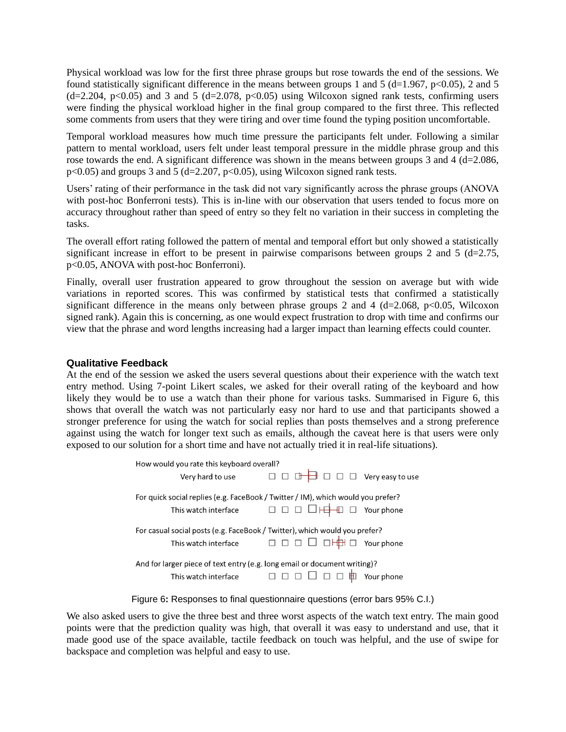Physical workload was low for the first three phrase groups but rose towards the end of the sessions. We found statistically significant difference in the means between groups 1 and 5 (d=1.967, $p<0.05$), 2 and 5 (d=2.204, $p<0.05$) and 3 and 5 (d=2.078, $p<0.05$) using Wilcoxon signed rank tests, confirming users were finding the physical workload higher in the final group compared to the first three. This reflected some comments from users that they were tiring and over time found the typing position uncomfortable.

Temporal workload measures how much time pressure the participants felt under. Following a similar pattern to mental workload, users felt under least temporal pressure in the middle phrase group and this rose towards the end. A significant difference was shown in the means between groups 3 and 4 (d=2.086, $p<0.05$) and groups 3 and 5 (d=2.207, $p<0.05$), using Wilcoxon signed rank tests.

Users' rating of their performance in the task did not vary significantly across the phrase groups (ANOVA with post-hoc Bonferroni tests). This is in-line with our observation that users tended to focus more on accuracy throughout rather than speed of entry so they felt no variation in their success in completing the tasks.

The overall effort rating followed the pattern of mental and temporal effort but only showed a statistically significant increase in effort to be present in pairwise comparisons between groups 2 and 5 (d=2.75, $p<0.05$, ANOVA with post-hoc Bonferroni).

Finally, overall user frustration appeared to grow throughout the session on average but with wide variations in reported scores. This was confirmed by statistical tests that confirmed a statistically significant difference in the means only between phrase groups 2 and 4 (d=2.068, $p<0.05$, Wilcoxon signed rank). Again this is concerning, as one would expect frustration to drop with time and confirms our view that the phrase and word lengths increasing had a larger impact than learning effects could counter.

### Qualitative Feedback

At the end of the session we asked the users several questions about their experience with the watch text entry method. Using 7-point Likert scales, we asked for their overall rating of the keyboard and how likely they would be to use a watch than their phone for various tasks. Summarised in Figure 6, this shows that overall the watch was not particularly easy nor hard to use and that participants showed a stronger preference for using the watch for social replies than posts themselves and a strong preference against using the watch for longer text such as emails, although the caveat here is that users were only exposed to our solution for a short time and have not actually tried it in real-life situations).

How would you rate this keyboard overall?
Very hard to use ☐ ☐ ☐ ☐ ☐ ☐ ☐ Very easy to use

For quick social replies (e.g. FaceBook / Twitter / IM), which would you prefer?
This watch interface ☐ ☐ ☐ ☐ ☐ ☐ ☐ Your phone

For casual social posts (e.g. FaceBook / Twitter), which would you prefer?
This watch interface ☐ ☐ ☐ ☐ ☐ ☐ ☐ Your phone

And for larger piece of text entry (e.g. long email or document writing)?
This watch interface ☐ ☐ ☐ ☐ ☐ ☐ ☐ Your phone

Figure 6: Responses to final questionnaire questions (error bars 95% C.I.)

We also asked users to give the three best and three worst aspects of the watch text entry. The main good points were that the prediction quality was high, that overall it was easy to understand and use, that it made good use of the space available, tactile feedback on touch was helpful, and the use of swipe for backspace and completion was helpful and easy to use.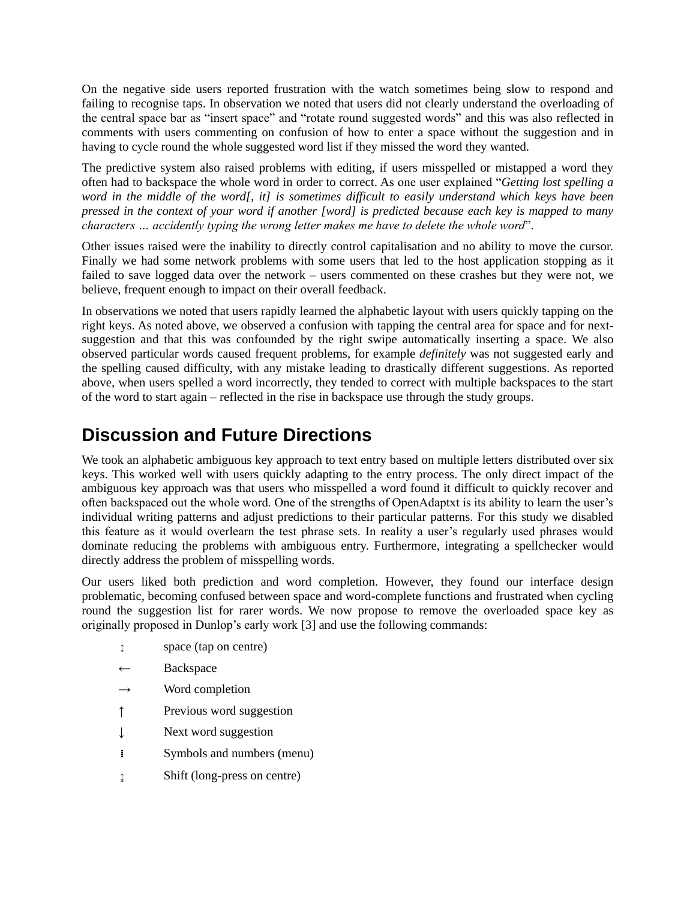On the negative side users reported frustration with the watch sometimes being slow to respond and failing to recognise taps. In observation we noted that users did not clearly understand the overloading of the central space bar as "insert space" and "rotate round suggested words" and this was also reflected in comments with users commenting on confusion of how to enter a space without the suggestion and in having to cycle round the whole suggested word list if they missed the word they wanted.

The predictive system also raised problems with editing, if users misspelled or mistapped a word they often had to backspace the whole word in order to correct. As one user explained "*Getting lost spelling a word in the middle of the word[, it] is sometimes difficult to easily understand which keys have been pressed in the context of your word if another [word] is predicted because each key is mapped to many characters … accidently typing the wrong letter makes me have to delete the whole word*".

Other issues raised were the inability to directly control capitalisation and no ability to move the cursor. Finally we had some network problems with some users that led to the host application stopping as it failed to save logged data over the network – users commented on these crashes but they were not, we believe, frequent enough to impact on their overall feedback.

In observations we noted that users rapidly learned the alphabetic layout with users quickly tapping on the right keys. As noted above, we observed a confusion with tapping the central area for space and for next-suggestion and that this was confounded by the right swipe automatically inserting a space. We also observed particular words caused frequent problems, for example *definitely* was not suggested early and the spelling caused difficulty, with any mistake leading to drastically different suggestions. As reported above, when users spelled a word incorrectly, they tended to correct with multiple backspaces to the start of the word to start again – reflected in the rise in backspace use through the study groups.

## Discussion and Future Directions

We took an alphabetic ambiguous key approach to text entry based on multiple letters distributed over six keys. This worked well with users quickly adapting to the entry process. The only direct impact of the ambiguous key approach was that users who misspelled a word found it difficult to quickly recover and often backspaced out the whole word. One of the strengths of OpenAdaptxt is its ability to learn the user's individual writing patterns and adjust predictions to their particular patterns. For this study we disabled this feature as it would overlearn the test phrase sets. In reality a user's regularly used phrases would dominate reducing the problems with ambiguous entry. Furthermore, integrating a spellchecker would directly address the problem of misspelling words.

Our users liked both prediction and word completion. However, they found our interface design problematic, becoming confused between space and word-complete functions and frustrated when cycling round the suggestion list for rarer words. We now propose to remove the overloaded space key as originally proposed in Dunlop's early work [3] and use the following commands:

- ↕ space (tap on centre)
- ← Backspace
- → Word completion
- ↑ Previous word suggestion
- ↓ Next word suggestion
- ⁞ Symbols and numbers (menu)
- ↨ Shift (long-press on centre)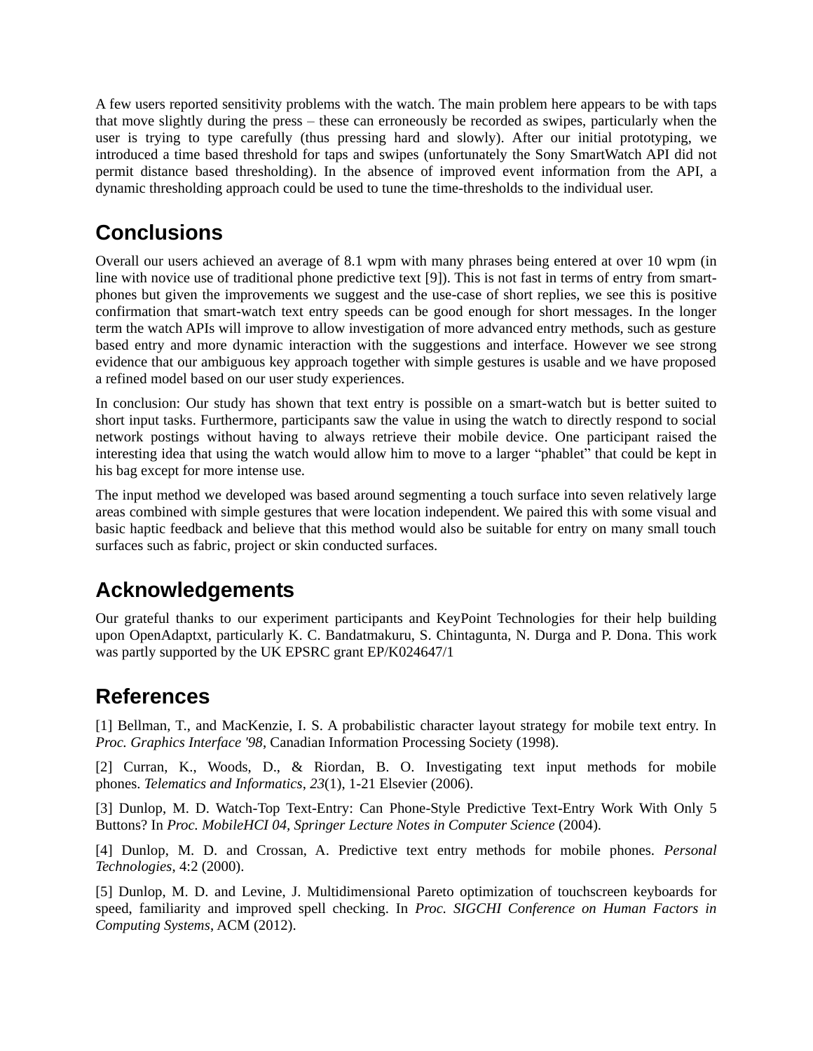A few users reported sensitivity problems with the watch. The main problem here appears to be with taps that move slightly during the press – these can erroneously be recorded as swipes, particularly when the user is trying to type carefully (thus pressing hard and slowly). After our initial prototyping, we introduced a time based threshold for taps and swipes (unfortunately the Sony SmartWatch API did not permit distance based thresholding). In the absence of improved event information from the API, a dynamic thresholding approach could be used to tune the time-thresholds to the individual user.

## Conclusions

Overall our users achieved an average of 8.1 wpm with many phrases being entered at over 10 wpm (in line with novice use of traditional phone predictive text [9]). This is not fast in terms of entry from smart-phones but given the improvements we suggest and the use-case of short replies, we see this is positive confirmation that smart-watch text entry speeds can be good enough for short messages. In the longer term the watch APIs will improve to allow investigation of more advanced entry methods, such as gesture based entry and more dynamic interaction with the suggestions and interface. However we see strong evidence that our ambiguous key approach together with simple gestures is usable and we have proposed a refined model based on our user study experiences.

In conclusion: Our study has shown that text entry is possible on a smart-watch but is better suited to short input tasks. Furthermore, participants saw the value in using the watch to directly respond to social network postings without having to always retrieve their mobile device. One participant raised the interesting idea that using the watch would allow him to move to a larger "phablet" that could be kept in his bag except for more intense use.

The input method we developed was based around segmenting a touch surface into seven relatively large areas combined with simple gestures that were location independent. We paired this with some visual and basic haptic feedback and believe that this method would also be suitable for entry on many small touch surfaces such as fabric, project or skin conducted surfaces.

## Acknowledgements

Our grateful thanks to our experiment participants and KeyPoint Technologies for their help building upon OpenAdaptxt, particularly K. C. Bandatmakuru, S. Chintagunta, N. Durga and P. Dona. This work was partly supported by the UK EPSRC grant EP/K024647/1

## References

[1] Bellman, T., and MacKenzie, I. S. A probabilistic character layout strategy for mobile text entry. In *Proc. Graphics Interface '98*, Canadian Information Processing Society (1998).

[2] Curran, K., Woods, D., & Riordan, B. O. Investigating text input methods for mobile phones. *Telematics and Informatics*, *23*(1), 1-21 Elsevier (2006).

[3] Dunlop, M. D. Watch-Top Text-Entry: Can Phone-Style Predictive Text-Entry Work With Only 5 Buttons? In *Proc. MobileHCI 04, Springer Lecture Notes in Computer Science* (2004).

[4] Dunlop, M. D. and Crossan, A. Predictive text entry methods for mobile phones. *Personal Technologies*, 4:2 (2000).

[5] Dunlop, M. D. and Levine, J. Multidimensional Pareto optimization of touchscreen keyboards for speed, familiarity and improved spell checking. In *Proc. SIGCHI Conference on Human Factors in Computing Systems*, ACM (2012).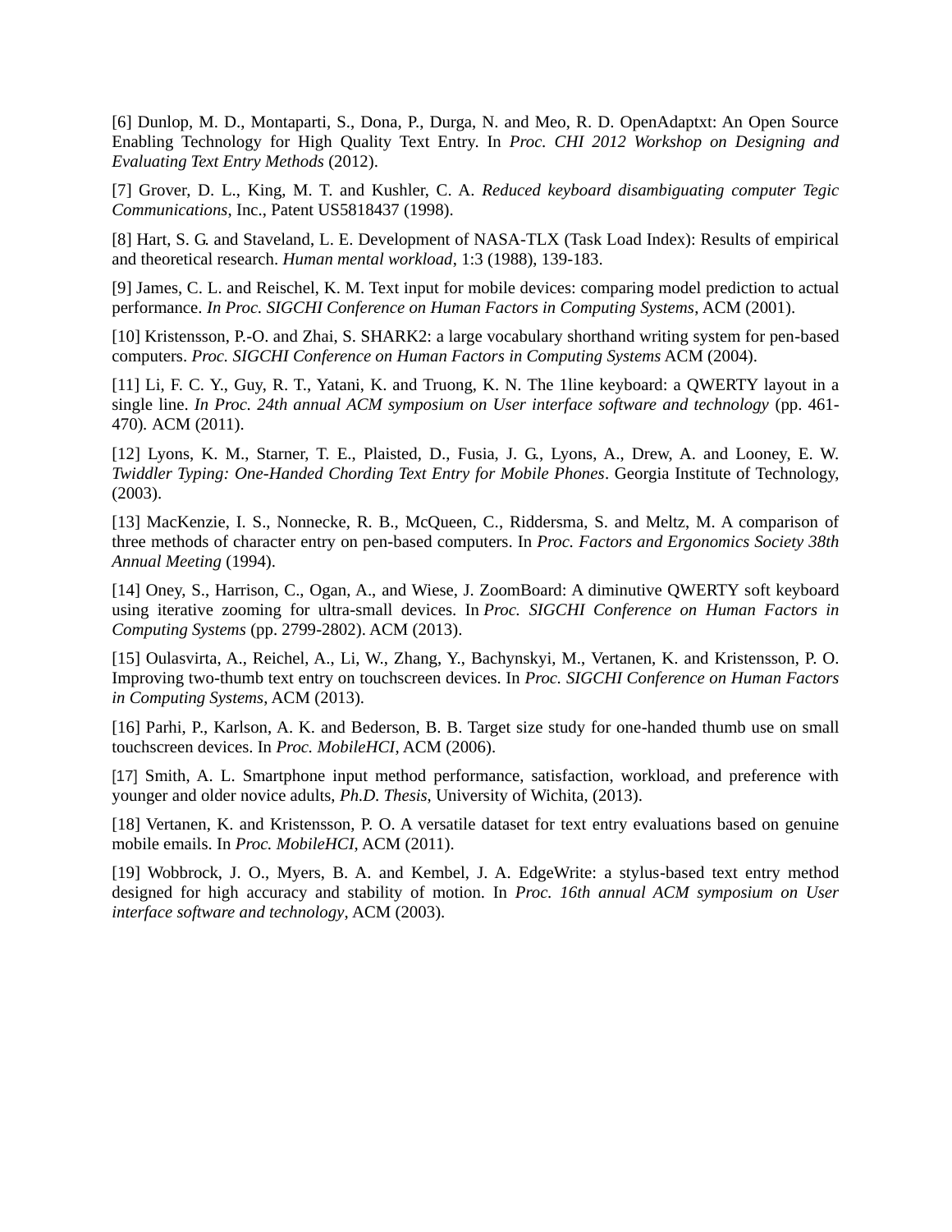[6] Dunlop, M. D., Montaparti, S., Dona, P., Durga, N. and Meo, R. D. OpenAdaptxt: An Open Source Enabling Technology for High Quality Text Entry. In *Proc. CHI 2012 Workshop on Designing and Evaluating Text Entry Methods* (2012).

[7] Grover, D. L., King, M. T. and Kushler, C. A. *Reduced keyboard disambiguating computer Tegic Communications*, Inc., Patent US5818437 (1998).

[8] Hart, S. G. and Staveland, L. E. Development of NASA-TLX (Task Load Index): Results of empirical and theoretical research. *Human mental workload*, 1:3 (1988), 139-183.

[9] James, C. L. and Reischel, K. M. Text input for mobile devices: comparing model prediction to actual performance. *In Proc. SIGCHI Conference on Human Factors in Computing Systems*, ACM (2001).

[10] Kristensson, P.-O. and Zhai, S. SHARK2: a large vocabulary shorthand writing system for pen-based computers. *Proc. SIGCHI Conference on Human Factors in Computing Systems* ACM (2004).

[11] Li, F. C. Y., Guy, R. T., Yatani, K. and Truong, K. N. The 1line keyboard: a QWERTY layout in a single line. *In Proc. 24th annual ACM symposium on User interface software and technology* (pp. 461-470). ACM (2011).

[12] Lyons, K. M., Starner, T. E., Plaisted, D., Fusia, J. G., Lyons, A., Drew, A. and Looney, E. W. *Twiddler Typing: One-Handed Chording Text Entry for Mobile Phones*. Georgia Institute of Technology, (2003).

[13] MacKenzie, I. S., Nonnecke, R. B., McQueen, C., Riddersma, S. and Meltz, M. A comparison of three methods of character entry on pen-based computers. In *Proc. Factors and Ergonomics Society 38th Annual Meeting* (1994).

[14] Oney, S., Harrison, C., Ogan, A., and Wiese, J. ZoomBoard: A diminutive QWERTY soft keyboard using iterative zooming for ultra-small devices. In *Proc. SIGCHI Conference on Human Factors in Computing Systems* (pp. 2799-2802). ACM (2013).

[15] Oulasvirta, A., Reichel, A., Li, W., Zhang, Y., Bachynskyi, M., Vertanen, K. and Kristensson, P. O. Improving two-thumb text entry on touchscreen devices. In *Proc. SIGCHI Conference on Human Factors in Computing Systems*, ACM (2013).

[16] Parhi, P., Karlson, A. K. and Bederson, B. B. Target size study for one-handed thumb use on small touchscreen devices. In *Proc. MobileHCI*, ACM (2006).

[17] Smith, A. L. Smartphone input method performance, satisfaction, workload, and preference with younger and older novice adults, *Ph.D. Thesis*, University of Wichita, (2013).

[18] Vertanen, K. and Kristensson, P. O. A versatile dataset for text entry evaluations based on genuine mobile emails. In *Proc. MobileHCI*, ACM (2011).

[19] Wobbrock, J. O., Myers, B. A. and Kembel, J. A. EdgeWrite: a stylus-based text entry method designed for high accuracy and stability of motion. In *Proc. 16th annual ACM symposium on User interface software and technology*, ACM (2003).